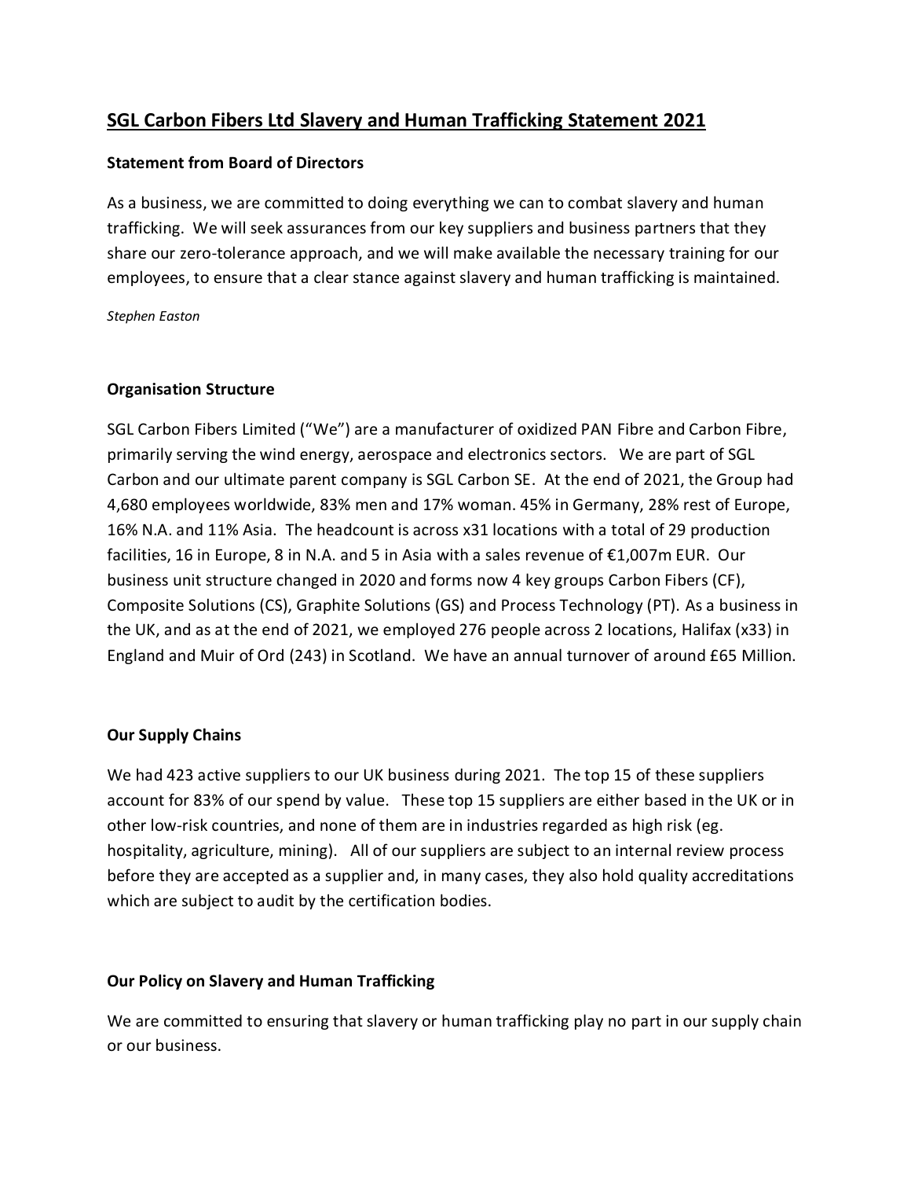# SGL Carbon Fibers Ltd Slavery and Human Trafficking Statement 2021

### Statement from Board of Directors

As a business, we are committed to doing everything we can to combat slavery and human trafficking. We will seek assurances from our key suppliers and business partners that they share our zero-tolerance approach, and we will make available the necessary training for our employees, to ensure that a clear stance against slavery and human trafficking is maintained.

*Stephen Easton*

### Organisation Structure

SGL Carbon Fibers Limited ("We") are a manufacturer of oxidized PAN Fibre and Carbon Fibre, primarily serving the wind energy, aerospace and electronics sectors. We are part of SGL Carbon and our ultimate parent company is SGL Carbon SE. At the end of 2021, the Group had 4,680 employees worldwide, 83% men and 17% woman. 45% in Germany, 28% rest of Europe, 16% N.A. and 11% Asia. The headcount is across x31 locations with a total of 29 production facilities, 16 in Europe, 8 in N.A. and 5 in Asia with a sales revenue of €1,007m EUR. Our business unit structure changed in 2020 and forms now 4 key groups Carbon Fibers (CF), Composite Solutions (CS), Graphite Solutions (GS) and Process Technology (PT). As a business in the UK, and as at the end of 2021, we employed 276 people across 2 locations, Halifax (x33) in England and Muir of Ord (243) in Scotland. We have an annual turnover of around £65 Million.

### Our Supply Chains

We had 423 active suppliers to our UK business during 2021. The top 15 of these suppliers account for 83% of our spend by value. These top 15 suppliers are either based in the UK or in other low-risk countries, and none of them are in industries regarded as high risk (eg. hospitality, agriculture, mining). All of our suppliers are subject to an internal review process before they are accepted as a supplier and, in many cases, they also hold quality accreditations which are subject to audit by the certification bodies.

### Our Policy on Slavery and Human Trafficking

We are committed to ensuring that slavery or human trafficking play no part in our supply chain or our business.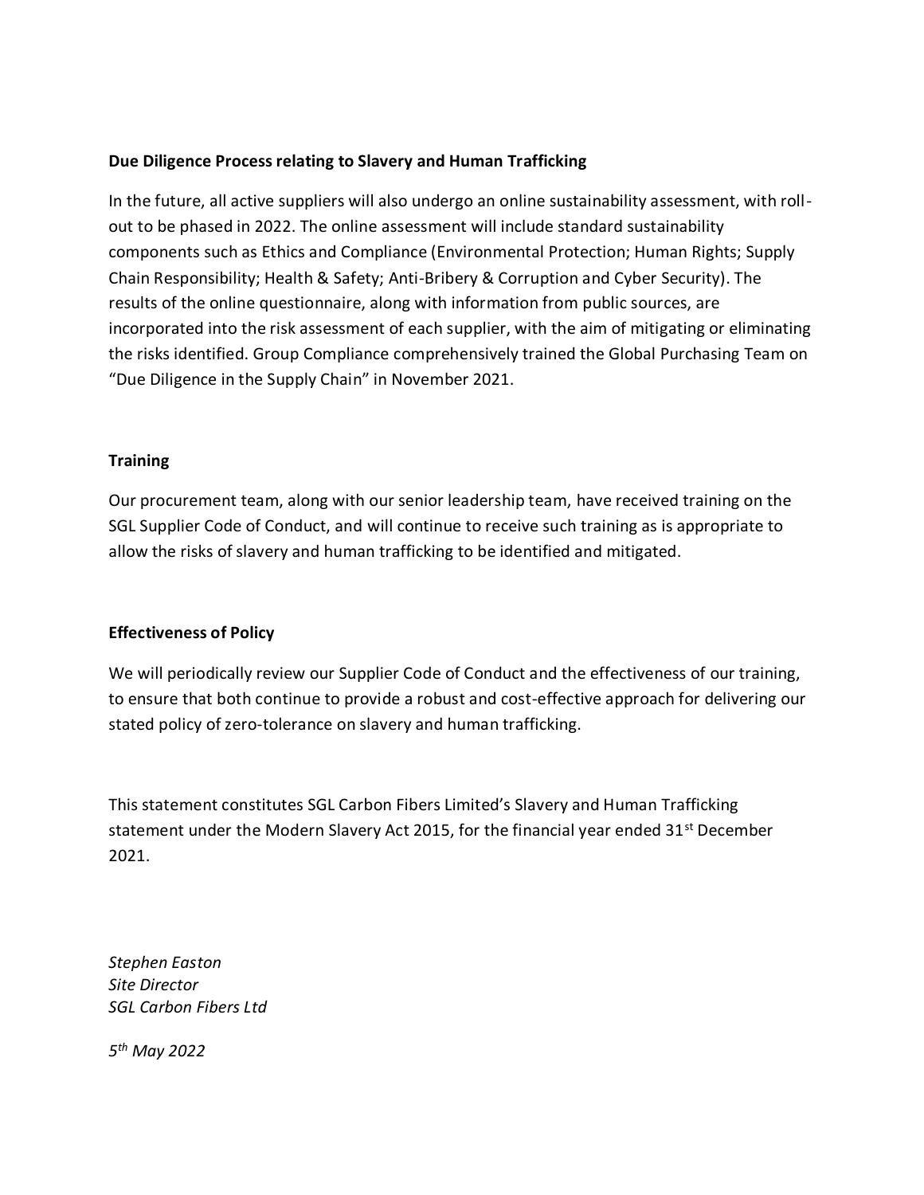**Due Diligence Process relating to Slavery and Human Trafficking**

In the future, all active suppliers will also undergo an online sustainability assessment, with roll-out to be phased in 2022. The online assessment will include standard sustainability components such as Ethics and Compliance (Environmental Protection; Human Rights; Supply Chain Responsibility; Health & Safety; Anti-Bribery & Corruption and Cyber Security). The results of the online questionnaire, along with information from public sources, are incorporated into the risk assessment of each supplier, with the aim of mitigating or eliminating the risks identified. Group Compliance comprehensively trained the Global Purchasing Team on "Due Diligence in the Supply Chain" in November 2021.

**Training**

Our procurement team, along with our senior leadership team, have received training on the SGL Supplier Code of Conduct, and will continue to receive such training as is appropriate to allow the risks of slavery and human trafficking to be identified and mitigated.

**Effectiveness of Policy**

We will periodically review our Supplier Code of Conduct and the effectiveness of our training, to ensure that both continue to provide a robust and cost-effective approach for delivering our stated policy of zero-tolerance on slavery and human trafficking.

This statement constitutes SGL Carbon Fibers Limited's Slavery and Human Trafficking statement under the Modern Slavery Act 2015, for the financial year ended 31st December 2021.

*Stephen Easton*
*Site Director*
*SGL Carbon Fibers Ltd*

*5th May 2022*